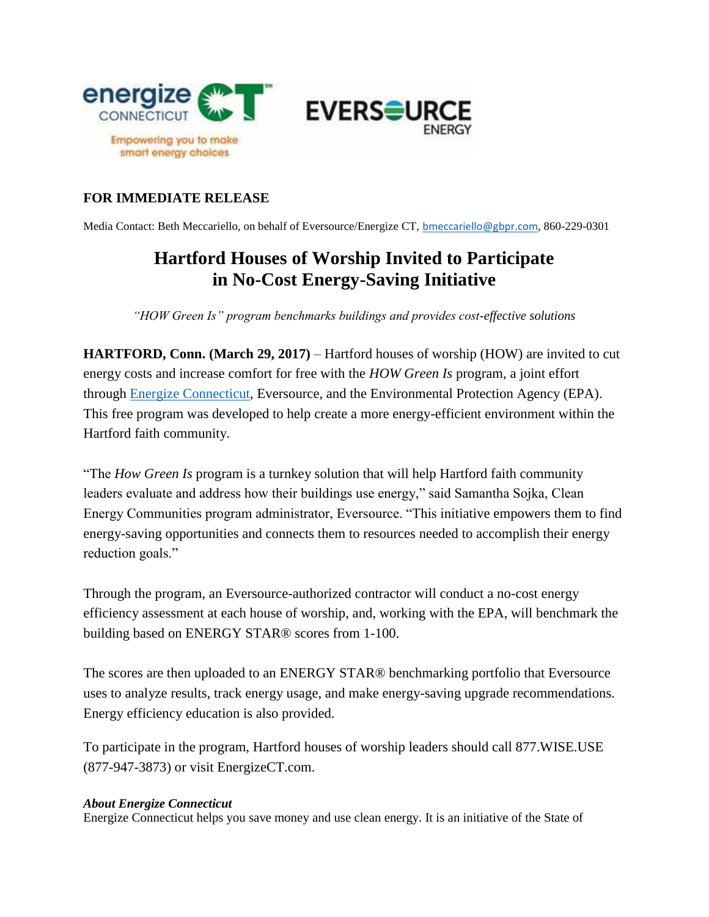**FOR IMMEDIATE RELEASE**

Media Contact: Beth Meccariello, on behalf of Eversource/Energize CT, bmeccariello@gbpr.com, 860-229-0301

# Hartford Houses of Worship Invited to Participate in No-Cost Energy-Saving Initiative

*"HOW Green Is" program benchmarks buildings and provides cost-effective solutions*

**HARTFORD, Conn. (March 29, 2017)** – Hartford houses of worship (HOW) are invited to cut energy costs and increase comfort for free with the *HOW Green Is* program, a joint effort through Energize Connecticut, Eversource, and the Environmental Protection Agency (EPA). This free program was developed to help create a more energy-efficient environment within the Hartford faith community.

"The *How Green Is* program is a turnkey solution that will help Hartford faith community leaders evaluate and address how their buildings use energy," said Samantha Sojka, Clean Energy Communities program administrator, Eversource. "This initiative empowers them to find energy-saving opportunities and connects them to resources needed to accomplish their energy reduction goals."

Through the program, an Eversource-authorized contractor will conduct a no-cost energy efficiency assessment at each house of worship, and, working with the EPA, will benchmark the building based on ENERGY STAR® scores from 1-100.

The scores are then uploaded to an ENERGY STAR® benchmarking portfolio that Eversource uses to analyze results, track energy usage, and make energy-saving upgrade recommendations. Energy efficiency education is also provided.

To participate in the program, Hartford houses of worship leaders should call 877.WISE.USE (877-947-3873) or visit EnergizeCT.com.

***About Energize Connecticut***

Energize Connecticut helps you save money and use clean energy. It is an initiative of the State of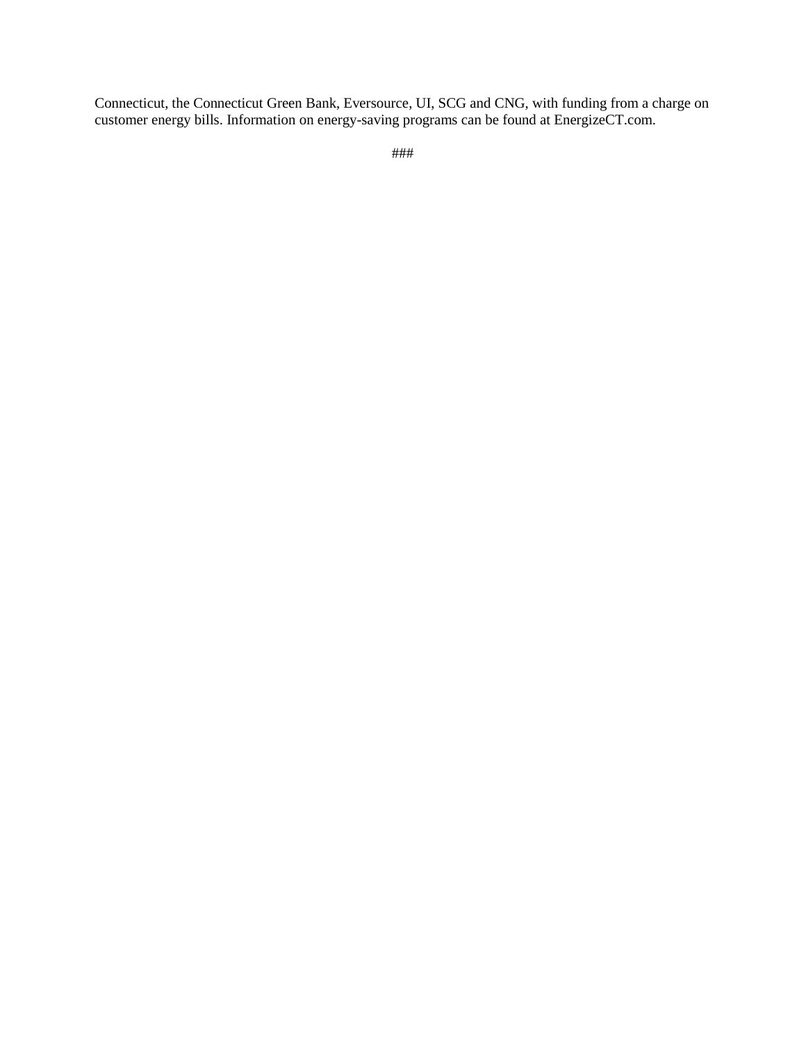Connecticut, the Connecticut Green Bank, Eversource, UI, SCG and CNG, with funding from a charge on customer energy bills. Information on energy-saving programs can be found at EnergizeCT.com.

###